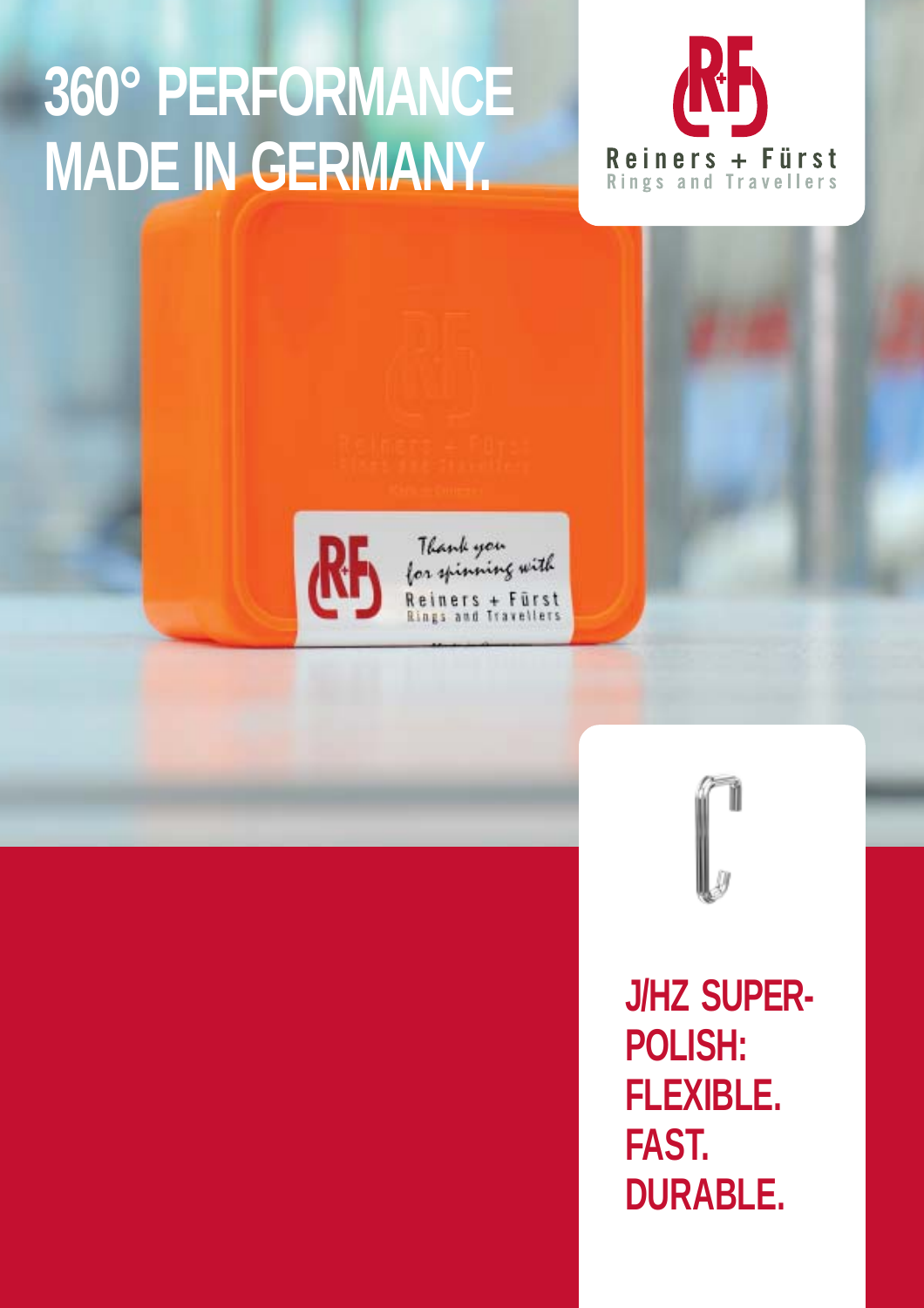# 360° PERFORMANCE MADE IN GERMANY.

Reiners + Fürst
Rings and Travellers

Thank you for spinning with
Reiners + Fürst
Rings and Travellers

## J/HZ SUPER-POLISH: FLEXIBLE. FAST. DURABLE.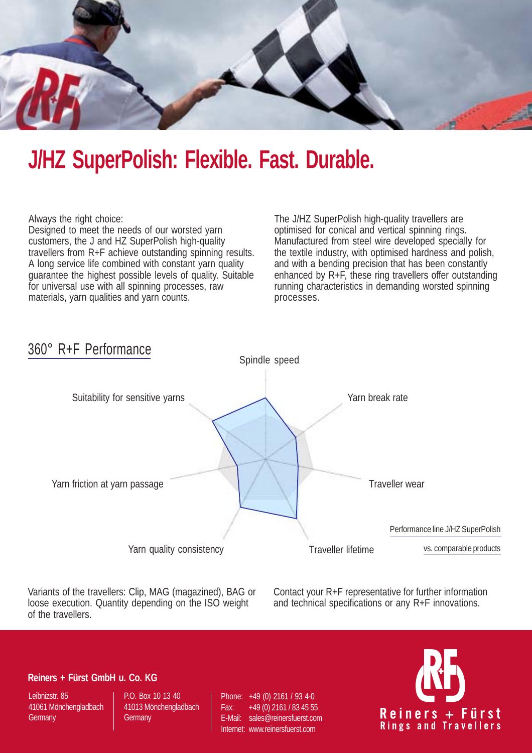# J/HZ SuperPolish: Flexible. Fast. Durable.

Always the right choice:
Designed to meet the needs of our worsted yarn customers, the J and HZ SuperPolish high-quality travellers from R+F achieve outstanding spinning results. A long service life combined with constant yarn quality guarantee the highest possible levels of quality. Suitable for universal use with all spinning processes, raw materials, yarn qualities and yarn counts.

The J/HZ SuperPolish high-quality travellers are optimised for conical and vertical spinning rings. Manufactured from steel wire developed specially for the textile industry, with optimised hardness and polish, and with a bending precision that has been constantly enhanced by R+F, these ring travellers offer outstanding running characteristics in demanding worsted spinning processes.

## 360° R+F Performance

Spindle speed
Yarn break rate
Traveller wear
Traveller lifetime
Yarn quality consistency
Yarn friction at yarn passage
Suitability for sensitive yarns

Performance line J/HZ SuperPolish
vs. comparable products

Variants of the travellers: Clip, MAG (magazined), BAG or loose execution. Quantity depending on the ISO weight of the travellers.

Contact your R+F representative for further information and technical specifications or any R+F innovations.

**Reiners + Fürst GmbH u. Co. KG**

Leibnizstr. 85
41061 Mönchengladbach
Germany

P.O. Box 10 13 40
41013 Mönchengladbach
Germany

Phone: +49 (0) 2161 / 93 4-0
Fax: +49 (0) 2161 / 83 45 55
E-Mail: sales@reinersfuerst.com
Internet: www.reinersfuerst.com

Reiners + Fürst
Rings and Travellers